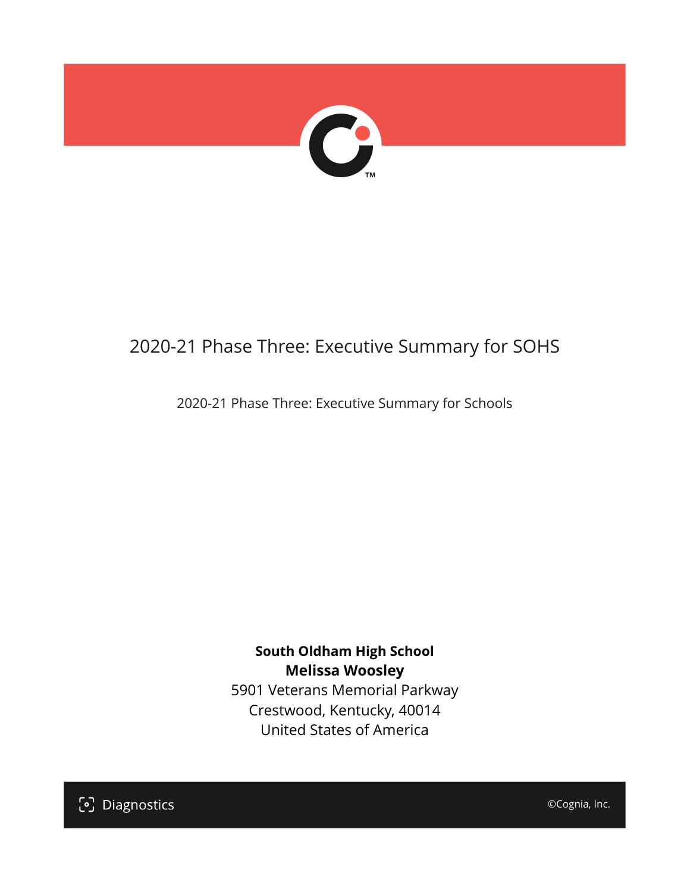# 2020-21 Phase Three: Executive Summary for SOHS

2020-21 Phase Three: Executive Summary for Schools

**South Oldham High School**
**Melissa Woosley**
5901 Veterans Memorial Parkway
Crestwood, Kentucky, 40014
United States of America

Diagnostics

©Cognia, Inc.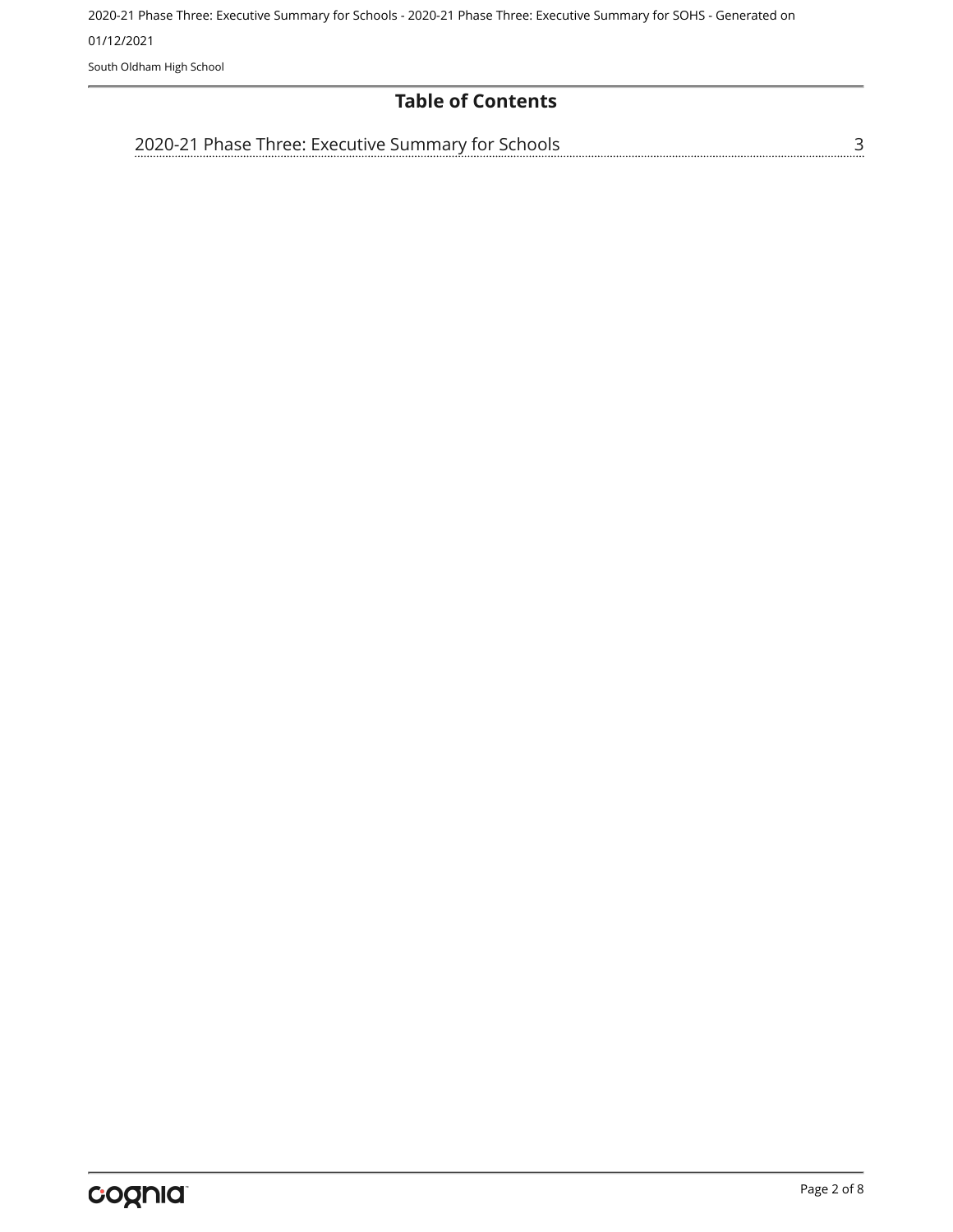# Table of Contents

2020-21 Phase Three: Executive Summary for Schools ........ 3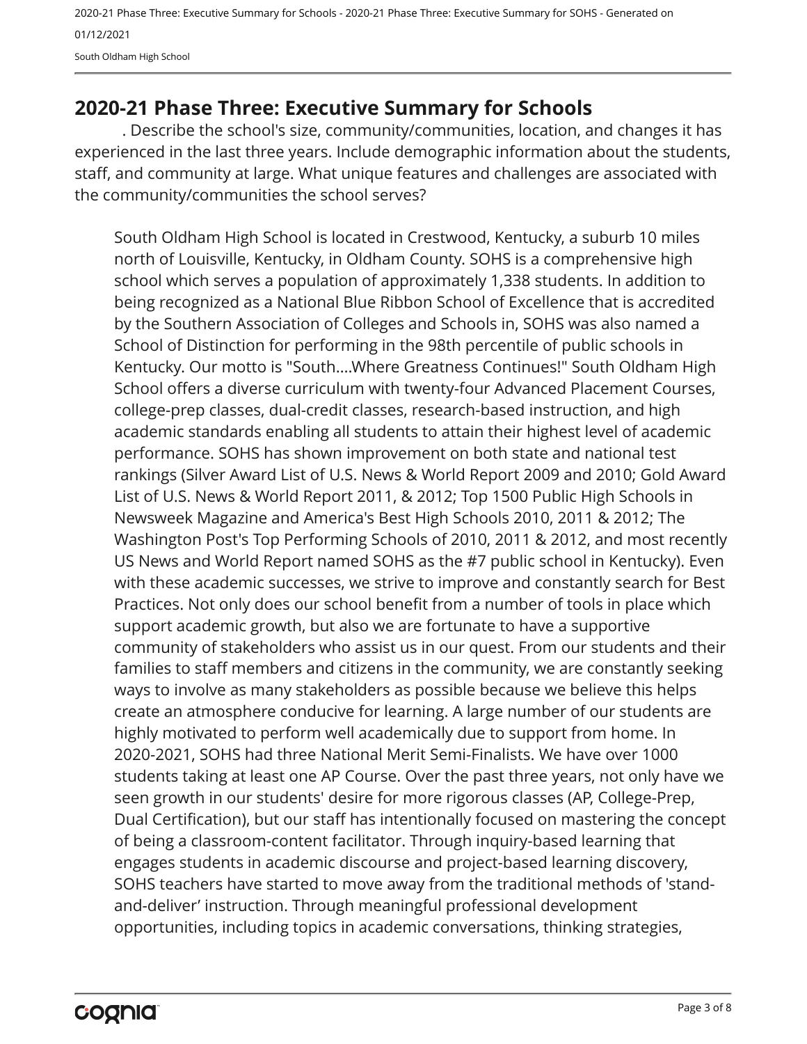## 2020-21 Phase Three: Executive Summary for Schools

. Describe the school's size, community/communities, location, and changes it has experienced in the last three years. Include demographic information about the students, staff, and community at large. What unique features and challenges are associated with the community/communities the school serves?

South Oldham High School is located in Crestwood, Kentucky, a suburb 10 miles north of Louisville, Kentucky, in Oldham County. SOHS is a comprehensive high school which serves a population of approximately 1,338 students. In addition to being recognized as a National Blue Ribbon School of Excellence that is accredited by the Southern Association of Colleges and Schools in, SOHS was also named a School of Distinction for performing in the 98th percentile of public schools in Kentucky. Our motto is "South....Where Greatness Continues!" South Oldham High School offers a diverse curriculum with twenty-four Advanced Placement Courses, college-prep classes, dual-credit classes, research-based instruction, and high academic standards enabling all students to attain their highest level of academic performance. SOHS has shown improvement on both state and national test rankings (Silver Award List of U.S. News & World Report 2009 and 2010; Gold Award List of U.S. News & World Report 2011, & 2012; Top 1500 Public High Schools in Newsweek Magazine and America's Best High Schools 2010, 2011 & 2012; The Washington Post's Top Performing Schools of 2010, 2011 & 2012, and most recently US News and World Report named SOHS as the #7 public school in Kentucky). Even with these academic successes, we strive to improve and constantly search for Best Practices. Not only does our school benefit from a number of tools in place which support academic growth, but also we are fortunate to have a supportive community of stakeholders who assist us in our quest. From our students and their families to staff members and citizens in the community, we are constantly seeking ways to involve as many stakeholders as possible because we believe this helps create an atmosphere conducive for learning. A large number of our students are highly motivated to perform well academically due to support from home. In 2020-2021, SOHS had three National Merit Semi-Finalists. We have over 1000 students taking at least one AP Course. Over the past three years, not only have we seen growth in our students' desire for more rigorous classes (AP, College-Prep, Dual Certification), but our staff has intentionally focused on mastering the concept of being a classroom-content facilitator. Through inquiry-based learning that engages students in academic discourse and project-based learning discovery, SOHS teachers have started to move away from the traditional methods of 'stand-and-deliver' instruction. Through meaningful professional development opportunities, including topics in academic conversations, thinking strategies,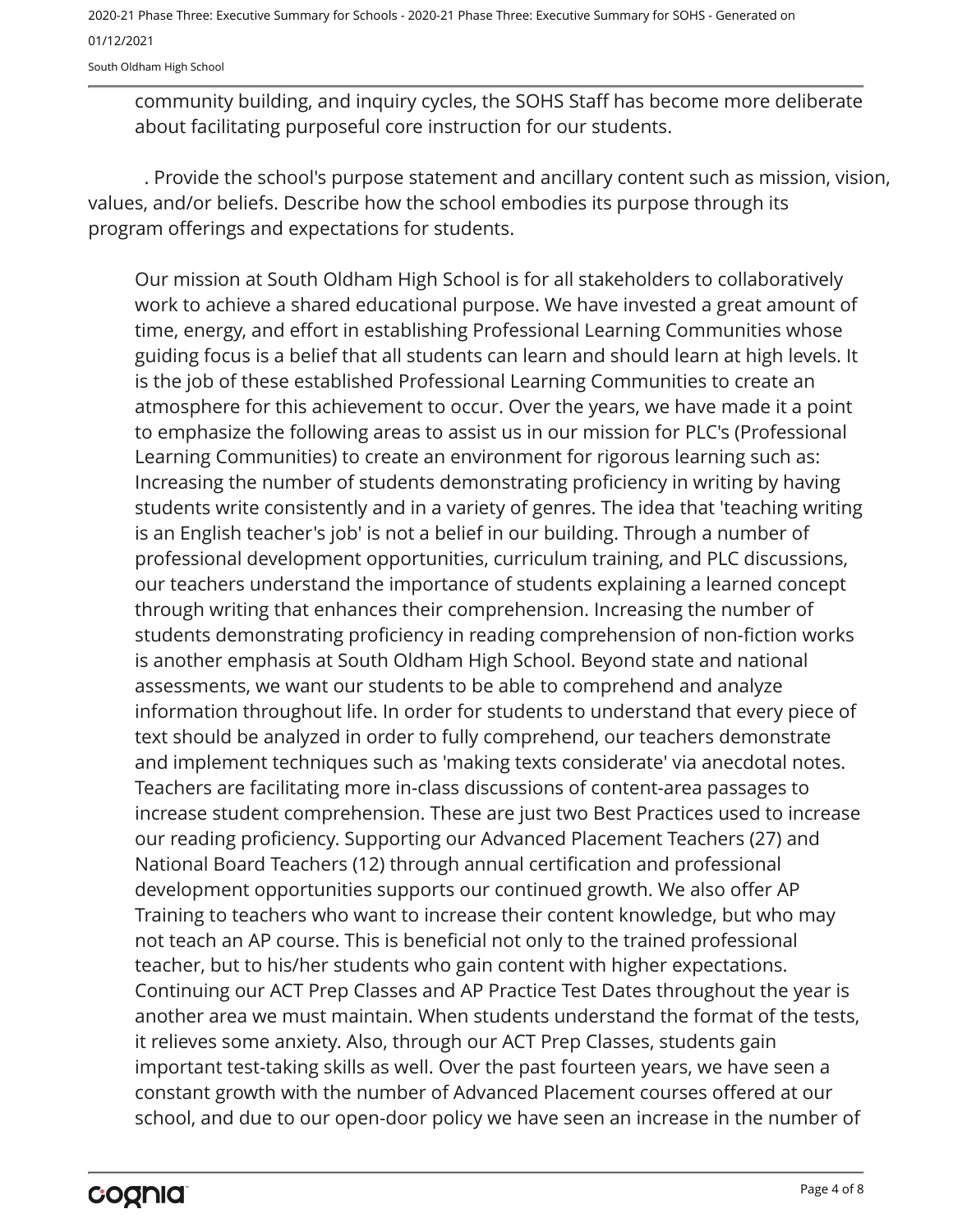community building, and inquiry cycles, the SOHS Staff has become more deliberate about facilitating purposeful core instruction for our students.

. Provide the school's purpose statement and ancillary content such as mission, vision, values, and/or beliefs. Describe how the school embodies its purpose through its program offerings and expectations for students.

Our mission at South Oldham High School is for all stakeholders to collaboratively work to achieve a shared educational purpose. We have invested a great amount of time, energy, and effort in establishing Professional Learning Communities whose guiding focus is a belief that all students can learn and should learn at high levels. It is the job of these established Professional Learning Communities to create an atmosphere for this achievement to occur. Over the years, we have made it a point to emphasize the following areas to assist us in our mission for PLC's (Professional Learning Communities) to create an environment for rigorous learning such as: Increasing the number of students demonstrating proficiency in writing by having students write consistently and in a variety of genres. The idea that 'teaching writing is an English teacher's job' is not a belief in our building. Through a number of professional development opportunities, curriculum training, and PLC discussions, our teachers understand the importance of students explaining a learned concept through writing that enhances their comprehension. Increasing the number of students demonstrating proficiency in reading comprehension of non-fiction works is another emphasis at South Oldham High School. Beyond state and national assessments, we want our students to be able to comprehend and analyze information throughout life. In order for students to understand that every piece of text should be analyzed in order to fully comprehend, our teachers demonstrate and implement techniques such as 'making texts considerate' via anecdotal notes. Teachers are facilitating more in-class discussions of content-area passages to increase student comprehension. These are just two Best Practices used to increase our reading proficiency. Supporting our Advanced Placement Teachers (27) and National Board Teachers (12) through annual certification and professional development opportunities supports our continued growth. We also offer AP Training to teachers who want to increase their content knowledge, but who may not teach an AP course. This is beneficial not only to the trained professional teacher, but to his/her students who gain content with higher expectations. Continuing our ACT Prep Classes and AP Practice Test Dates throughout the year is another area we must maintain. When students understand the format of the tests, it relieves some anxiety. Also, through our ACT Prep Classes, students gain important test-taking skills as well. Over the past fourteen years, we have seen a constant growth with the number of Advanced Placement courses offered at our school, and due to our open-door policy we have seen an increase in the number of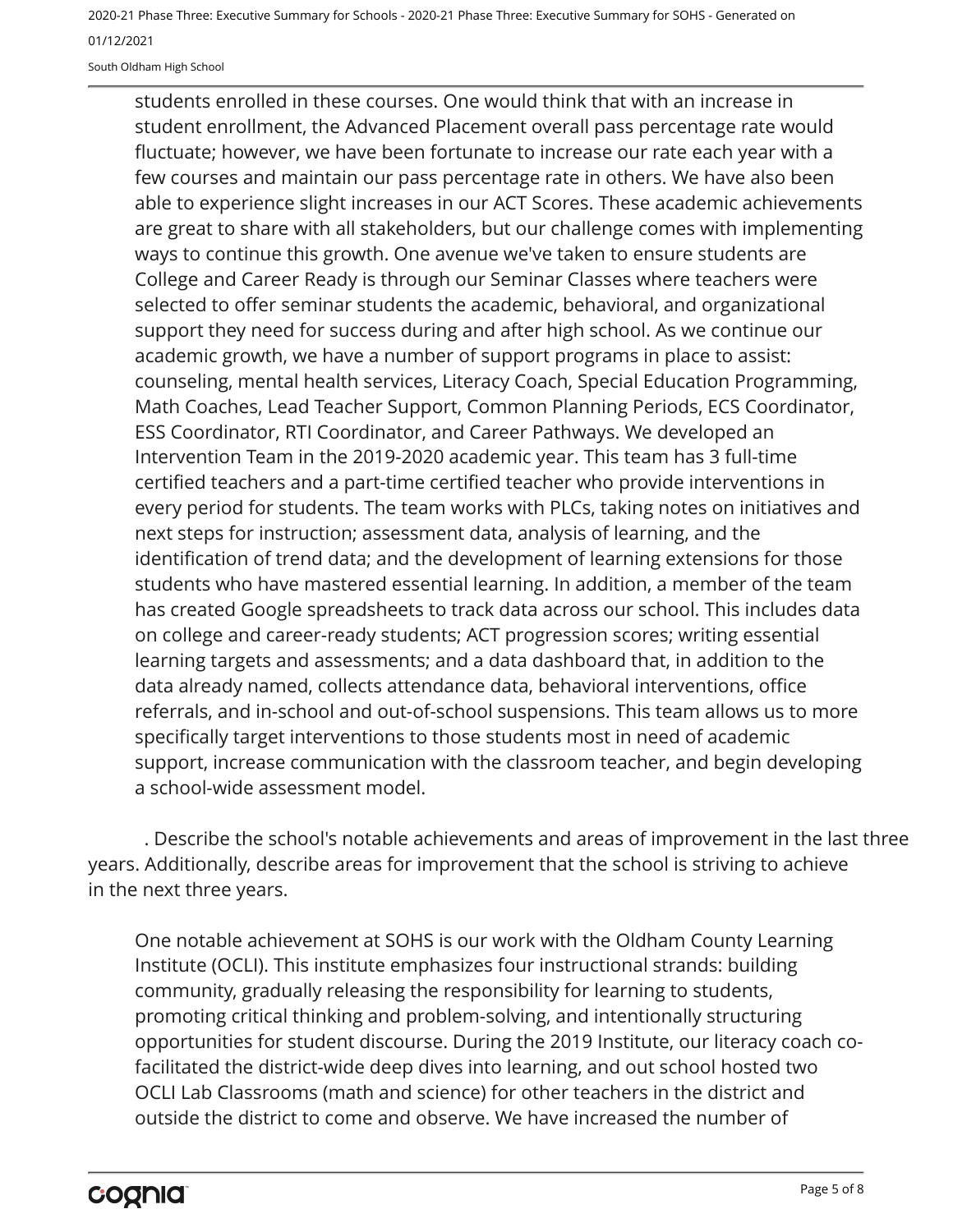students enrolled in these courses. One would think that with an increase in student enrollment, the Advanced Placement overall pass percentage rate would fluctuate; however, we have been fortunate to increase our rate each year with a few courses and maintain our pass percentage rate in others. We have also been able to experience slight increases in our ACT Scores. These academic achievements are great to share with all stakeholders, but our challenge comes with implementing ways to continue this growth. One avenue we've taken to ensure students are College and Career Ready is through our Seminar Classes where teachers were selected to offer seminar students the academic, behavioral, and organizational support they need for success during and after high school. As we continue our academic growth, we have a number of support programs in place to assist: counseling, mental health services, Literacy Coach, Special Education Programming, Math Coaches, Lead Teacher Support, Common Planning Periods, ECS Coordinator, ESS Coordinator, RTI Coordinator, and Career Pathways. We developed an Intervention Team in the 2019-2020 academic year. This team has 3 full-time certified teachers and a part-time certified teacher who provide interventions in every period for students. The team works with PLCs, taking notes on initiatives and next steps for instruction; assessment data, analysis of learning, and the identification of trend data; and the development of learning extensions for those students who have mastered essential learning. In addition, a member of the team has created Google spreadsheets to track data across our school. This includes data on college and career-ready students; ACT progression scores; writing essential learning targets and assessments; and a data dashboard that, in addition to the data already named, collects attendance data, behavioral interventions, office referrals, and in-school and out-of-school suspensions. This team allows us to more specifically target interventions to those students most in need of academic support, increase communication with the classroom teacher, and begin developing a school-wide assessment model.

. Describe the school's notable achievements and areas of improvement in the last three years. Additionally, describe areas for improvement that the school is striving to achieve in the next three years.

One notable achievement at SOHS is our work with the Oldham County Learning Institute (OCLI). This institute emphasizes four instructional strands: building community, gradually releasing the responsibility for learning to students, promoting critical thinking and problem-solving, and intentionally structuring opportunities for student discourse. During the 2019 Institute, our literacy coach co-facilitated the district-wide deep dives into learning, and out school hosted two OCLI Lab Classrooms (math and science) for other teachers in the district and outside the district to come and observe. We have increased the number of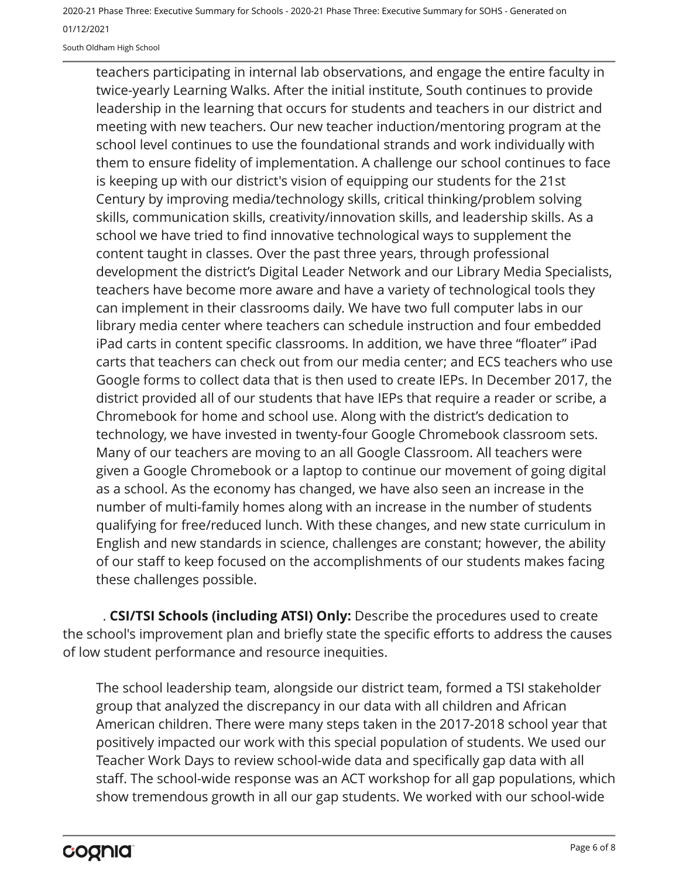teachers participating in internal lab observations, and engage the entire faculty in twice-yearly Learning Walks. After the initial institute, South continues to provide leadership in the learning that occurs for students and teachers in our district and meeting with new teachers. Our new teacher induction/mentoring program at the school level continues to use the foundational strands and work individually with them to ensure fidelity of implementation. A challenge our school continues to face is keeping up with our district's vision of equipping our students for the 21st Century by improving media/technology skills, critical thinking/problem solving skills, communication skills, creativity/innovation skills, and leadership skills. As a school we have tried to find innovative technological ways to supplement the content taught in classes. Over the past three years, through professional development the district's Digital Leader Network and our Library Media Specialists, teachers have become more aware and have a variety of technological tools they can implement in their classrooms daily. We have two full computer labs in our library media center where teachers can schedule instruction and four embedded iPad carts in content specific classrooms. In addition, we have three "floater" iPad carts that teachers can check out from our media center; and ECS teachers who use Google forms to collect data that is then used to create IEPs. In December 2017, the district provided all of our students that have IEPs that require a reader or scribe, a Chromebook for home and school use. Along with the district's dedication to technology, we have invested in twenty-four Google Chromebook classroom sets. Many of our teachers are moving to an all Google Classroom. All teachers were given a Google Chromebook or a laptop to continue our movement of going digital as a school. As the economy has changed, we have also seen an increase in the number of multi-family homes along with an increase in the number of students qualifying for free/reduced lunch. With these changes, and new state curriculum in English and new standards in science, challenges are constant; however, the ability of our staff to keep focused on the accomplishments of our students makes facing these challenges possible.

. **CSI/TSI Schools (including ATSI) Only:** Describe the procedures used to create the school's improvement plan and briefly state the specific efforts to address the causes of low student performance and resource inequities.

The school leadership team, alongside our district team, formed a TSI stakeholder group that analyzed the discrepancy in our data with all children and African American children. There were many steps taken in the 2017-2018 school year that positively impacted our work with this special population of students. We used our Teacher Work Days to review school-wide data and specifically gap data with all staff. The school-wide response was an ACT workshop for all gap populations, which show tremendous growth in all our gap students. We worked with our school-wide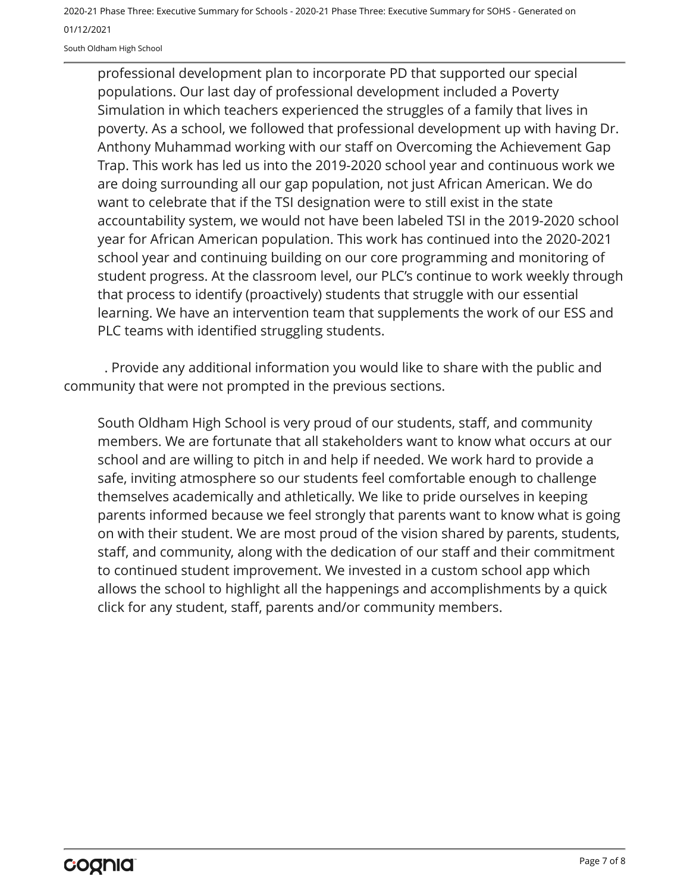professional development plan to incorporate PD that supported our special populations. Our last day of professional development included a Poverty Simulation in which teachers experienced the struggles of a family that lives in poverty. As a school, we followed that professional development up with having Dr. Anthony Muhammad working with our staff on Overcoming the Achievement Gap Trap. This work has led us into the 2019-2020 school year and continuous work we are doing surrounding all our gap population, not just African American. We do want to celebrate that if the TSI designation were to still exist in the state accountability system, we would not have been labeled TSI in the 2019-2020 school year for African American population. This work has continued into the 2020-2021 school year and continuing building on our core programming and monitoring of student progress. At the classroom level, our PLC's continue to work weekly through that process to identify (proactively) students that struggle with our essential learning. We have an intervention team that supplements the work of our ESS and PLC teams with identified struggling students.

. Provide any additional information you would like to share with the public and community that were not prompted in the previous sections.

South Oldham High School is very proud of our students, staff, and community members. We are fortunate that all stakeholders want to know what occurs at our school and are willing to pitch in and help if needed. We work hard to provide a safe, inviting atmosphere so our students feel comfortable enough to challenge themselves academically and athletically. We like to pride ourselves in keeping parents informed because we feel strongly that parents want to know what is going on with their student. We are most proud of the vision shared by parents, students, staff, and community, along with the dedication of our staff and their commitment to continued student improvement. We invested in a custom school app which allows the school to highlight all the happenings and accomplishments by a quick click for any student, staff, parents and/or community members.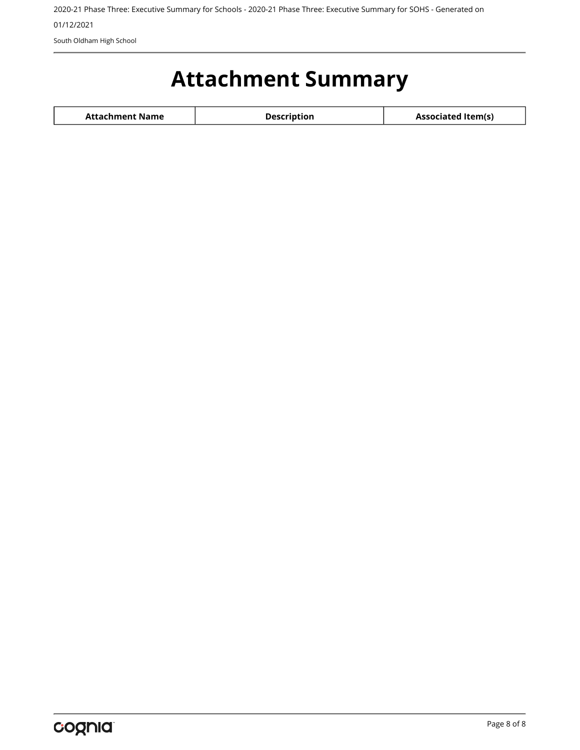# Attachment Summary

| Attachment Name | Description | Associated Item(s) |
| --- | --- | --- |